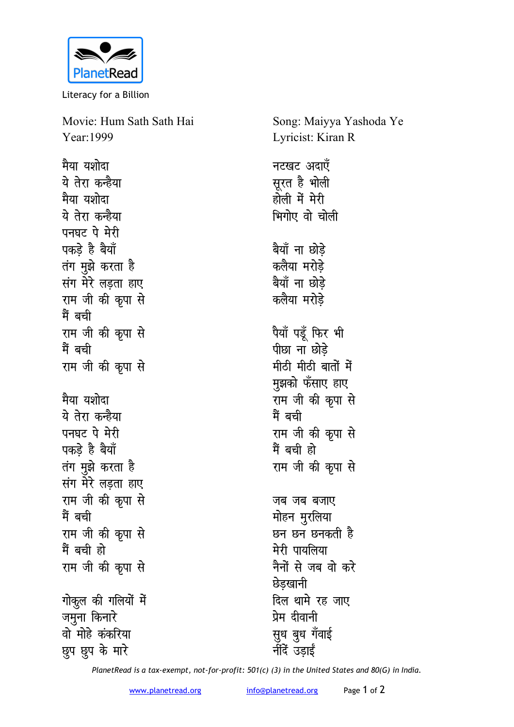PlanetRead

Literacy for a Billion

Movie: Hum Sath Sath Hai
Year:1999

Song: Maiyya Yashoda Ye
Lyricist: Kiran R

मैया यशोदा
ये तेरा कन्हैया
मैया यशोदा
ये तेरा कन्हैया
पनघट पे मेरी
पकड़े है बैयाँ
तंग मुझे करता है
संग मेरे लड़ता हाए
राम जी की कृपा से
मैं बची
राम जी की कृपा से
मैं बची
राम जी की कृपा से

मैया यशोदा
ये तेरा कन्हैया
पनघट पे मेरी
पकड़े है बैयाँ
तंग मुझे करता है
संग मेरे लड़ता हाए
राम जी की कृपा से
मैं बची
राम जी की कृपा से
मैं बची हो
राम जी की कृपा से

गोकुल की गलियों में
जमुना किनारे
वो मोहे कंकरिया
छुप छुप के मारे

नटखट अदाएँ
सूरत है भोली
होली में मेरी
भिगोए वो चोली

बैयाँ ना छोड़े
कलैया मरोड़े
बैयाँ ना छोड़े
कलैया मरोड़े

पैयाँ पड़ूँ फिर भी
पीछा ना छोड़े
मीठी मीठी बातों में
मुझको फँसाए हाए
राम जी की कृपा से
मैं बची
राम जी की कृपा से
मैं बची हो
राम जी की कृपा से

जब जब बजाए
मोहन मुरलिया
छन छन छनकती है
मेरी पायलिया
नैनों से जब वो करे
छेड़खानी
दिल थामे रह जाए
प्रेम दीवानी
सुध बुध गँवाई
नींदें उड़ाईं

*PlanetRead is a tax-exempt, not-for-profit: 501(c) (3) in the United States and 80(G) in India.*

www.planetread.org info@planetread.org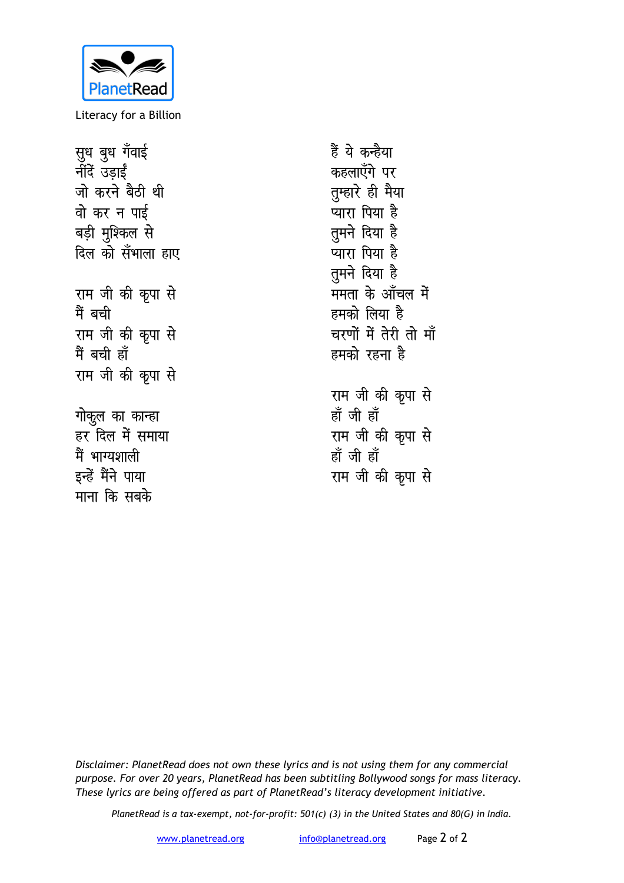सुध बुध गँवाई
नींदें उड़ाईं
जो करने बैठी थी
वो कर न पाई
बड़ी मुश्किल से
दिल को सँभाला हाए

राम जी की कृपा से
मैं बची
राम जी की कृपा से
मैं बची हाँ
राम जी की कृपा से

गोकुल का कान्हा
हर दिल में समाया
मैं भाग्यशाली
इन्हें मैंने पाया
माना कि सबके
हैं ये कन्हैया
कहलाएँगे पर
तुम्हारे ही मैया
प्यारा पिया है
तुमने दिया है
प्यारा पिया है
तुमने दिया है
ममता के आँचल में
हमको लिया है
चरणों में तेरी तो माँ
हमको रहना है

राम जी की कृपा से
हाँ जी हाँ
राम जी की कृपा से
हाँ जी हाँ
राम जी की कृपा से

*Disclaimer: PlanetRead does not own these lyrics and is not using them for any commercial purpose. For over 20 years, PlanetRead has been subtitling Bollywood songs for mass literacy. These lyrics are being offered as part of PlanetRead's literacy development initiative.*

*PlanetRead is a tax-exempt, not-for-profit: 501(c) (3) in the United States and 80(G) in India.*

www.planetread.org info@planetread.org